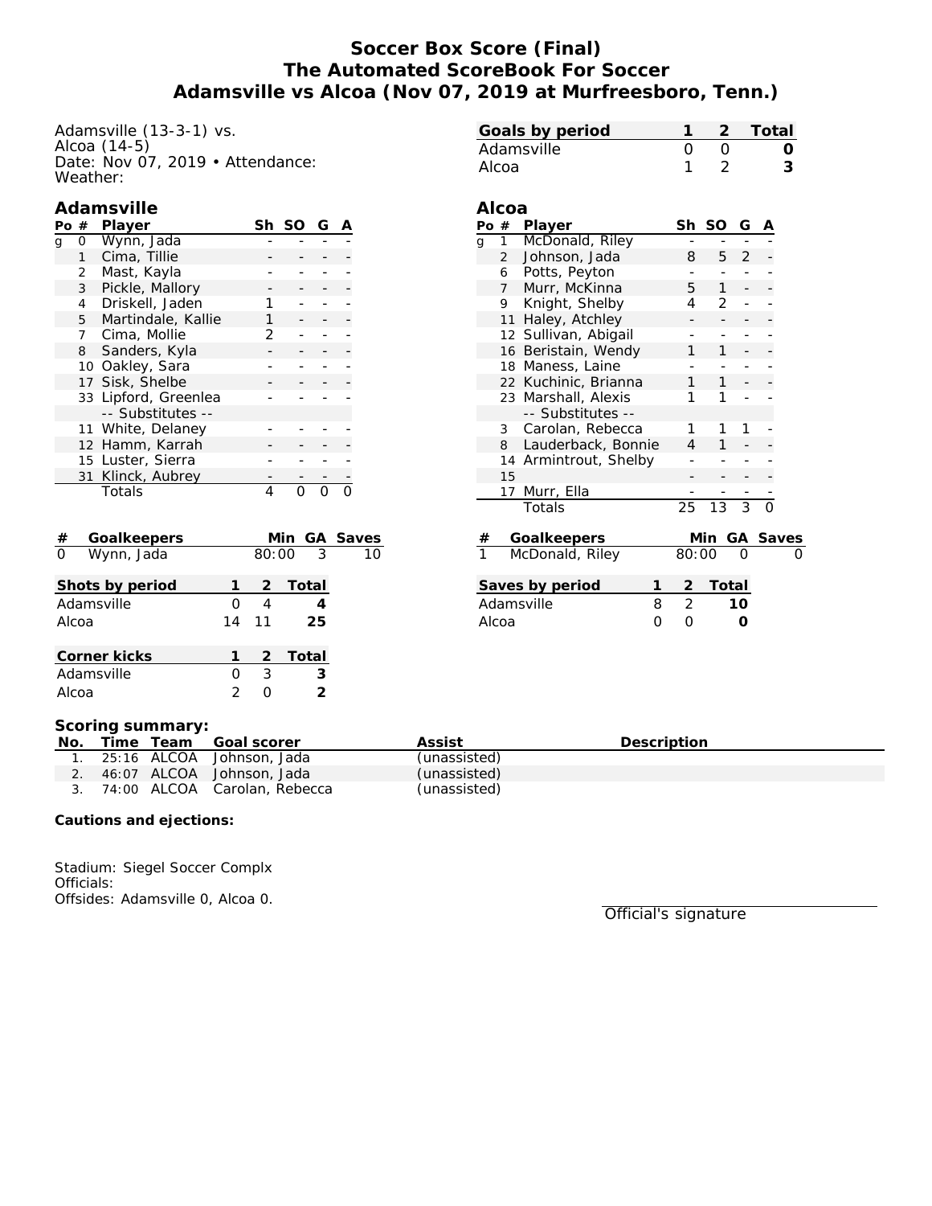# Soccer Box Score (Final)
## The Automated ScoreBook For Soccer
## Adamsville vs Alcoa (Nov 07, 2019 at Murfreesboro, Tenn.)

Adamsville (13-3-1) vs.
Alcoa (14-5)
Date: Nov 07, 2019 • Attendance:
Weather:

| Goals by period | 1 | 2 | Total |
|---|---|---|---|
| Adamsville | 0 | 0 | **0** |
| Alcoa | 1 | 2 | **3** |

### Adamsville

| Po | # | Player | Sh | SO | G | A |
|---|---|---|---|---|---|---|
| g | 0 | Wynn, Jada | - | - | - | - |
| | 1 | Cima, Tillie | - | - | - | - |
| | 2 | Mast, Kayla | - | - | - | - |
| | 3 | Pickle, Mallory | - | - | - | - |
| | 4 | Driskell, Jaden | 1 | - | - | - |
| | 5 | Martindale, Kallie | 1 | - | - | - |
| | 7 | Cima, Mollie | 2 | - | - | - |
| | 8 | Sanders, Kyla | - | - | - | - |
| | 10 | Oakley, Sara | - | - | - | - |
| | 17 | Sisk, Shelbe | - | - | - | - |
| | 33 | Lipford, Greenlea | - | - | - | - |
| | | -- Substitutes -- | | | | |
| | 11 | White, Delaney | - | - | - | - |
| | 12 | Hamm, Karrah | - | - | - | - |
| | 15 | Luster, Sierra | - | - | - | - |
| | 31 | Klinck, Aubrey | - | - | - | - |
| | | Totals | 4 | 0 | 0 | 0 |

### Alcoa

| Po | # | Player | Sh | SO | G | A |
|---|---|---|---|---|---|---|
| g | 1 | McDonald, Riley | - | - | - | - |
| | 2 | Johnson, Jada | 8 | 5 | 2 | - |
| | 6 | Potts, Peyton | - | - | - | - |
| | 7 | Murr, McKinna | 5 | 1 | - | - |
| | 9 | Knight, Shelby | 4 | 2 | - | - |
| | 11 | Haley, Atchley | - | - | - | - |
| | 12 | Sullivan, Abigail | - | - | - | - |
| | 16 | Beristain, Wendy | 1 | 1 | - | - |
| | 18 | Maness, Laine | - | - | - | - |
| | 22 | Kuchinic, Brianna | 1 | 1 | - | - |
| | 23 | Marshall, Alexis | 1 | 1 | - | - |
| | | -- Substitutes -- | | | | |
| | 3 | Carolan, Rebecca | 1 | 1 | 1 | - |
| | 8 | Lauderback, Bonnie | 4 | 1 | - | - |
| | 14 | Armintrout, Shelby | - | - | - | - |
| | 15 | | - | - | - | - |
| | 17 | Murr, Ella | - | - | - | - |
| | | Totals | 25 | 13 | 3 | 0 |

| # | Goalkeepers | Min | GA | Saves |
|---|---|---|---|---|
| 0 | Wynn, Jada | 80:00 | 3 | 10 |

| # | Goalkeepers | Min | GA | Saves |
|---|---|---|---|---|
| 1 | McDonald, Riley | 80:00 | 0 | 0 |

| Shots by period | 1 | 2 | Total |
|---|---|---|---|
| Adamsville | 0 | 4 | **4** |
| Alcoa | 14 | 11 | **25** |

| Saves by period | 1 | 2 | Total |
|---|---|---|---|
| Adamsville | 8 | 2 | **10** |
| Alcoa | 0 | 0 | **0** |

| Corner kicks | 1 | 2 | Total |
|---|---|---|---|
| Adamsville | 0 | 3 | **3** |
| Alcoa | 2 | 0 | **2** |

### Scoring summary:

| No. | Time | Team | Goal scorer | Assist | Description |
|---|---|---|---|---|---|
| 1. | 25:16 | ALCOA | Johnson, Jada | (unassisted) | |
| 2. | 46:07 | ALCOA | Johnson, Jada | (unassisted) | |
| 3. | 74:00 | ALCOA | Carolan, Rebecca | (unassisted) | |

### Cautions and ejections:

Stadium: Siegel Soccer Complx
Officials:
Offsides: Adamsville 0, Alcoa 0.

Official's signature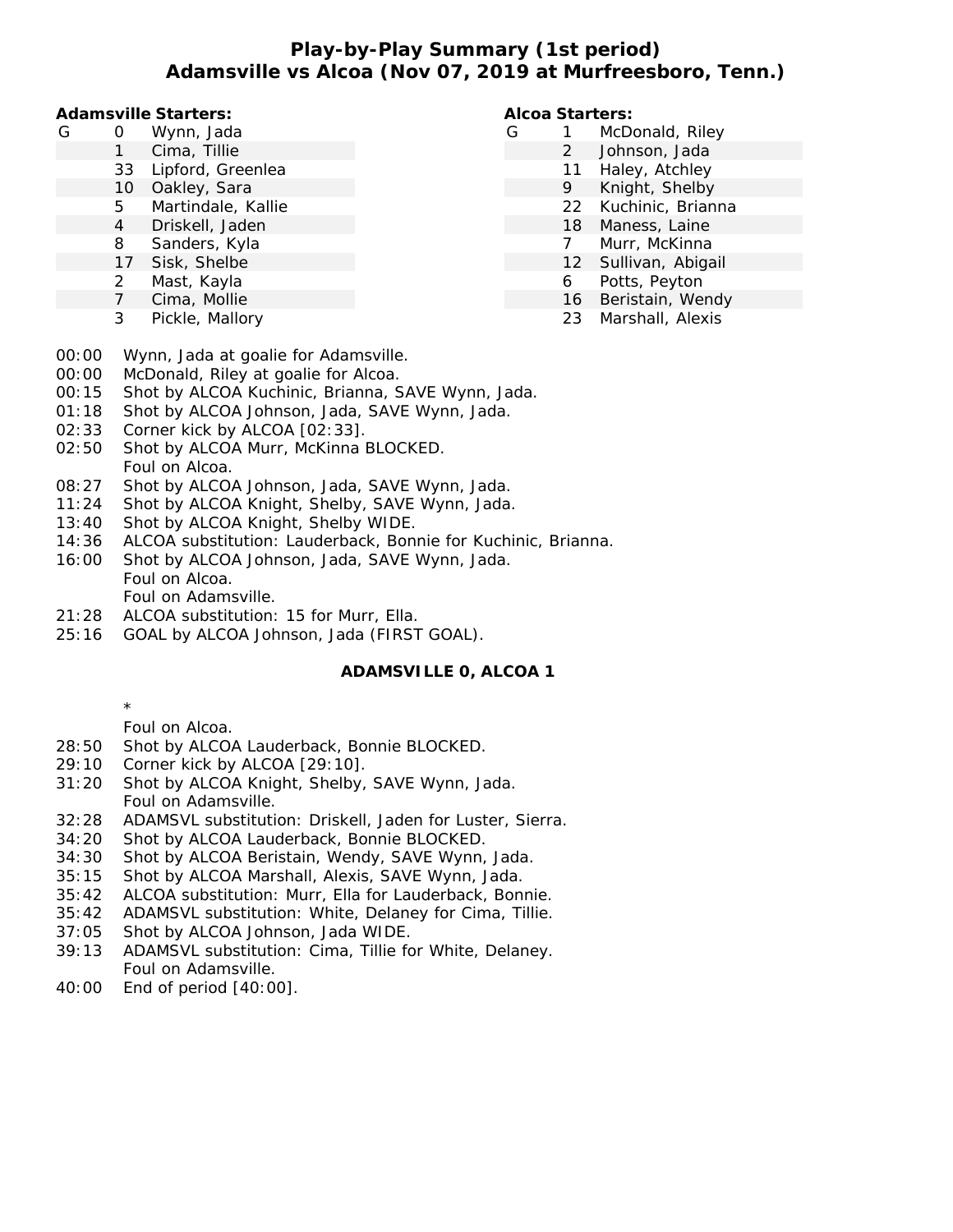# Play-by-Play Summary (1st period)
## Adamsville vs Alcoa (Nov 07, 2019 at Murfreesboro, Tenn.)

**Adamsville Starters:**

| | # | Name |
|---|---|---|
| G | 0 | Wynn, Jada |
| | 1 | Cima, Tillie |
| | 33 | Lipford, Greenlea |
| | 10 | Oakley, Sara |
| | 5 | Martindale, Kallie |
| | 4 | Driskell, Jaden |
| | 8 | Sanders, Kyla |
| | 17 | Sisk, Shelbe |
| | 2 | Mast, Kayla |
| | 7 | Cima, Mollie |
| | 3 | Pickle, Mallory |

**Alcoa Starters:**

| | # | Name |
|---|---|---|
| G | 1 | McDonald, Riley |
| | 2 | Johnson, Jada |
| | 11 | Haley, Atchley |
| | 9 | Knight, Shelby |
| | 22 | Kuchinic, Brianna |
| | 18 | Maness, Laine |
| | 7 | Murr, McKinna |
| | 12 | Sullivan, Abigail |
| | 6 | Potts, Peyton |
| | 16 | Beristain, Wendy |
| | 23 | Marshall, Alexis |

00:00 Wynn, Jada at goalie for Adamsville.
00:00 McDonald, Riley at goalie for Alcoa.
00:15 Shot by ALCOA Kuchinic, Brianna, SAVE Wynn, Jada.
01:18 Shot by ALCOA Johnson, Jada, SAVE Wynn, Jada.
02:33 Corner kick by ALCOA [02:33].
02:50 Shot by ALCOA Murr, McKinna BLOCKED.
Foul on Alcoa.
08:27 Shot by ALCOA Johnson, Jada, SAVE Wynn, Jada.
11:24 Shot by ALCOA Knight, Shelby, SAVE Wynn, Jada.
13:40 Shot by ALCOA Knight, Shelby WIDE.
14:36 ALCOA substitution: Lauderback, Bonnie for Kuchinic, Brianna.
16:00 Shot by ALCOA Johnson, Jada, SAVE Wynn, Jada.
Foul on Alcoa.
Foul on Adamsville.
21:28 ALCOA substitution: 15 for Murr, Ella.
25:16 GOAL by ALCOA Johnson, Jada (FIRST GOAL).

**ADAMSVILLE 0, ALCOA 1**

*
Foul on Alcoa.
28:50 Shot by ALCOA Lauderback, Bonnie BLOCKED.
29:10 Corner kick by ALCOA [29:10].
31:20 Shot by ALCOA Knight, Shelby, SAVE Wynn, Jada.
Foul on Adamsville.
32:28 ADAMSVL substitution: Driskell, Jaden for Luster, Sierra.
34:20 Shot by ALCOA Lauderback, Bonnie BLOCKED.
34:30 Shot by ALCOA Beristain, Wendy, SAVE Wynn, Jada.
35:15 Shot by ALCOA Marshall, Alexis, SAVE Wynn, Jada.
35:42 ALCOA substitution: Murr, Ella for Lauderback, Bonnie.
35:42 ADAMSVL substitution: White, Delaney for Cima, Tillie.
37:05 Shot by ALCOA Johnson, Jada WIDE.
39:13 ADAMSVL substitution: Cima, Tillie for White, Delaney.
Foul on Adamsville.
40:00 End of period [40:00].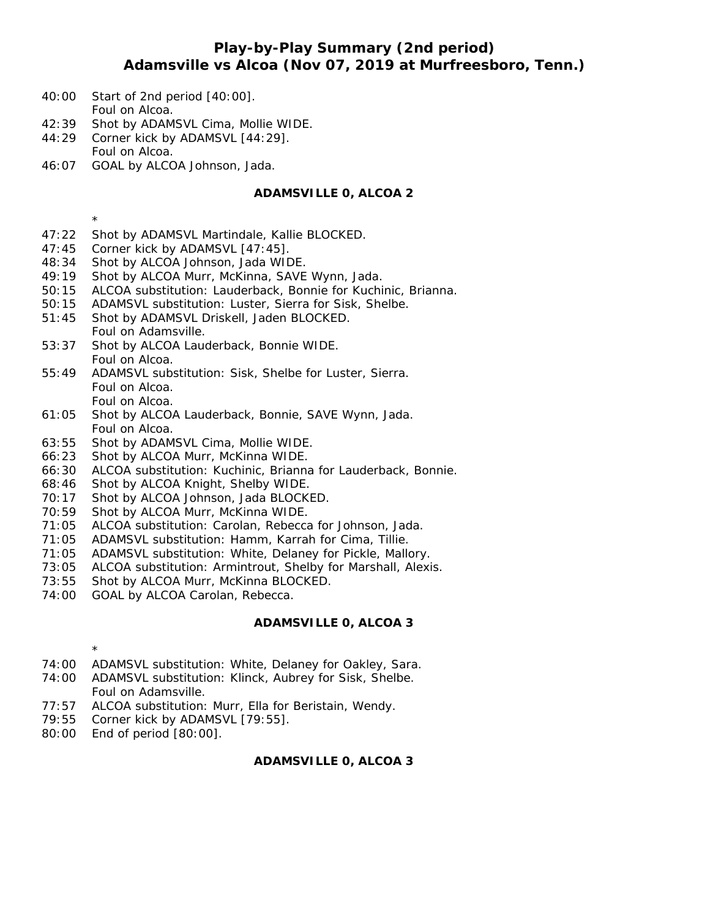## Play-by-Play Summary (2nd period)
## Adamsville vs Alcoa (Nov 07, 2019 at Murfreesboro, Tenn.)

40:00 Start of 2nd period [40:00].
Foul on Alcoa.
42:39 Shot by ADAMSVL Cima, Mollie WIDE.
44:29 Corner kick by ADAMSVL [44:29].
Foul on Alcoa.
46:07 GOAL by ALCOA Johnson, Jada.

**ADAMSVILLE 0, ALCOA 2**

*

47:22 Shot by ADAMSVL Martindale, Kallie BLOCKED.
47:45 Corner kick by ADAMSVL [47:45].
48:34 Shot by ALCOA Johnson, Jada WIDE.
49:19 Shot by ALCOA Murr, McKinna, SAVE Wynn, Jada.
50:15 ALCOA substitution: Lauderback, Bonnie for Kuchinic, Brianna.
50:15 ADAMSVL substitution: Luster, Sierra for Sisk, Shelbe.
51:45 Shot by ADAMSVL Driskell, Jaden BLOCKED.
Foul on Adamsville.
53:37 Shot by ALCOA Lauderback, Bonnie WIDE.
Foul on Alcoa.
55:49 ADAMSVL substitution: Sisk, Shelbe for Luster, Sierra.
Foul on Alcoa.
Foul on Alcoa.
61:05 Shot by ALCOA Lauderback, Bonnie, SAVE Wynn, Jada.
Foul on Alcoa.
63:55 Shot by ADAMSVL Cima, Mollie WIDE.
66:23 Shot by ALCOA Murr, McKinna WIDE.
66:30 ALCOA substitution: Kuchinic, Brianna for Lauderback, Bonnie.
68:46 Shot by ALCOA Knight, Shelby WIDE.
70:17 Shot by ALCOA Johnson, Jada BLOCKED.
70:59 Shot by ALCOA Murr, McKinna WIDE.
71:05 ALCOA substitution: Carolan, Rebecca for Johnson, Jada.
71:05 ADAMSVL substitution: Hamm, Karrah for Cima, Tillie.
71:05 ADAMSVL substitution: White, Delaney for Pickle, Mallory.
73:05 ALCOA substitution: Armintrout, Shelby for Marshall, Alexis.
73:55 Shot by ALCOA Murr, McKinna BLOCKED.
74:00 GOAL by ALCOA Carolan, Rebecca.

**ADAMSVILLE 0, ALCOA 3**

*

74:00 ADAMSVL substitution: White, Delaney for Oakley, Sara.
74:00 ADAMSVL substitution: Klinck, Aubrey for Sisk, Shelbe.
Foul on Adamsville.
77:57 ALCOA substitution: Murr, Ella for Beristain, Wendy.
79:55 Corner kick by ADAMSVL [79:55].
80:00 End of period [80:00].

**ADAMSVILLE 0, ALCOA 3**